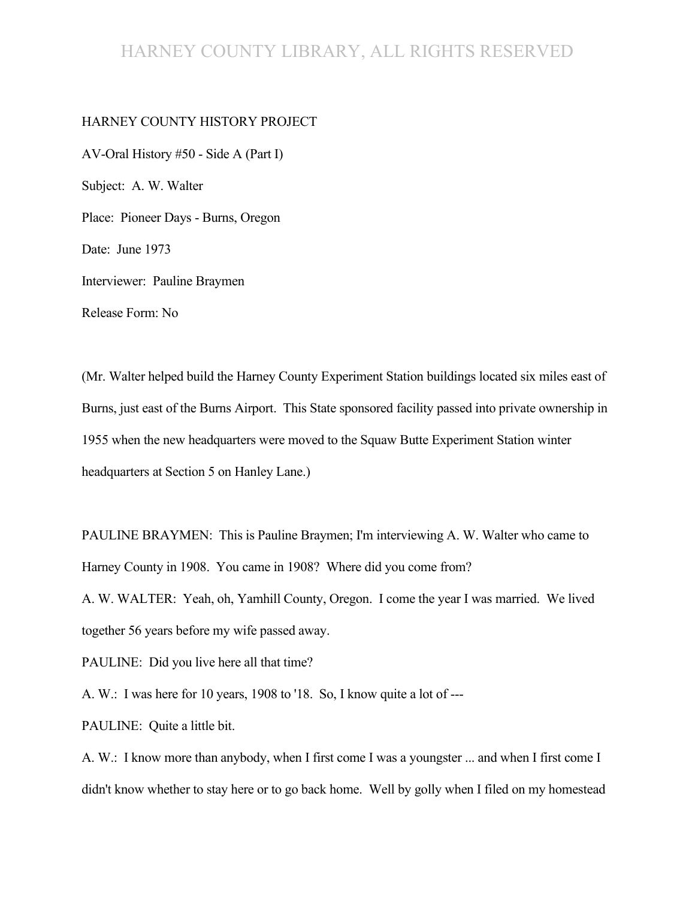HARNEY COUNTY HISTORY PROJECT

AV-Oral History #50 - Side A (Part I)

Subject: A. W. Walter

Place: Pioneer Days - Burns, Oregon

Date: June 1973

Interviewer: Pauline Braymen

Release Form: No

(Mr. Walter helped build the Harney County Experiment Station buildings located six miles east of Burns, just east of the Burns Airport. This State sponsored facility passed into private ownership in 1955 when the new headquarters were moved to the Squaw Butte Experiment Station winter headquarters at Section 5 on Hanley Lane.)

PAULINE BRAYMEN: This is Pauline Braymen; I'm interviewing A. W. Walter who came to Harney County in 1908. You came in 1908? Where did you come from?

A. W. WALTER: Yeah, oh, Yamhill County, Oregon. I come the year I was married. We lived together 56 years before my wife passed away.

PAULINE: Did you live here all that time?

A. W.: I was here for 10 years, 1908 to '18. So, I know quite a lot of ---

PAULINE: Quite a little bit.

A. W.: I know more than anybody, when I first come I was a youngster ... and when I first come I didn't know whether to stay here or to go back home. Well by golly when I filed on my homestead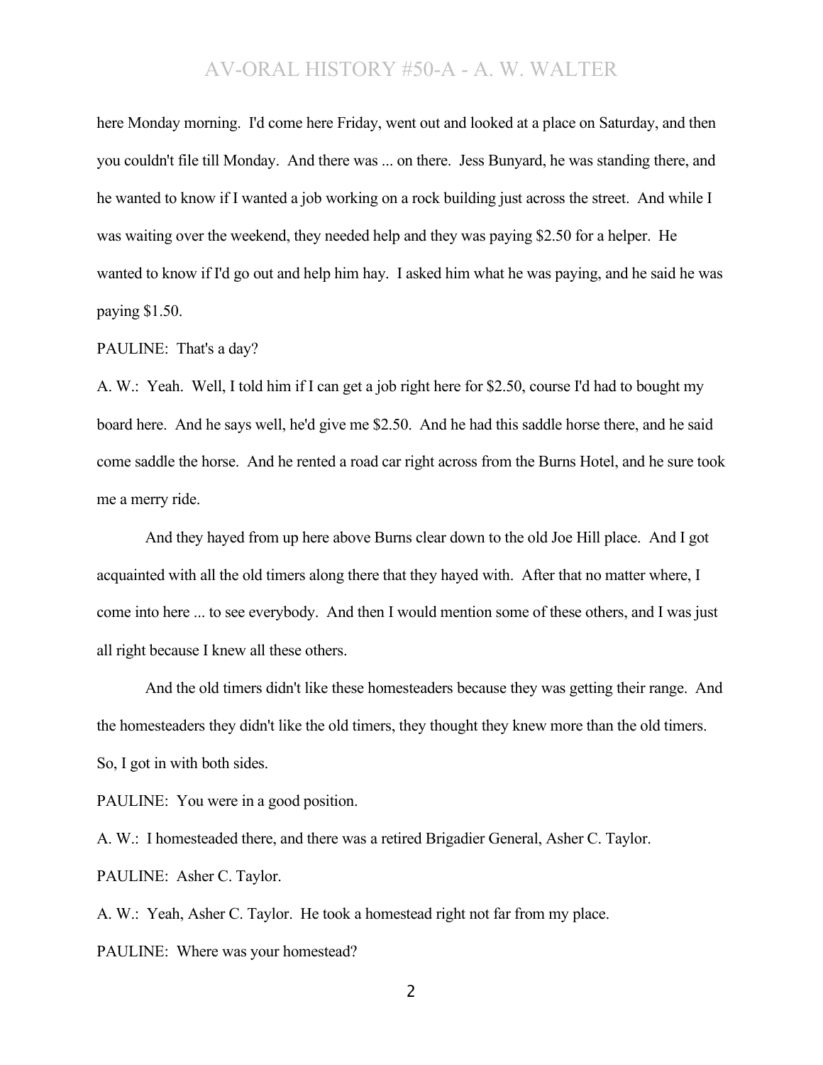here Monday morning. I'd come here Friday, went out and looked at a place on Saturday, and then you couldn't file till Monday. And there was ... on there. Jess Bunyard, he was standing there, and he wanted to know if I wanted a job working on a rock building just across the street. And while I was waiting over the weekend, they needed help and they was paying $2.50 for a helper. He wanted to know if I'd go out and help him hay. I asked him what he was paying, and he said he was paying $1.50.

PAULINE: That's a day?

A. W.: Yeah. Well, I told him if I can get a job right here for $2.50, course I'd had to bought my board here. And he says well, he'd give me $2.50. And he had this saddle horse there, and he said come saddle the horse. And he rented a road car right across from the Burns Hotel, and he sure took me a merry ride.

And they hayed from up here above Burns clear down to the old Joe Hill place. And I got acquainted with all the old timers along there that they hayed with. After that no matter where, I come into here ... to see everybody. And then I would mention some of these others, and I was just all right because I knew all these others.

And the old timers didn't like these homesteaders because they was getting their range. And the homesteaders they didn't like the old timers, they thought they knew more than the old timers. So, I got in with both sides.

PAULINE: You were in a good position.

A. W.: I homesteaded there, and there was a retired Brigadier General, Asher C. Taylor.

PAULINE: Asher C. Taylor.

A. W.: Yeah, Asher C. Taylor. He took a homestead right not far from my place.

PAULINE: Where was your homestead?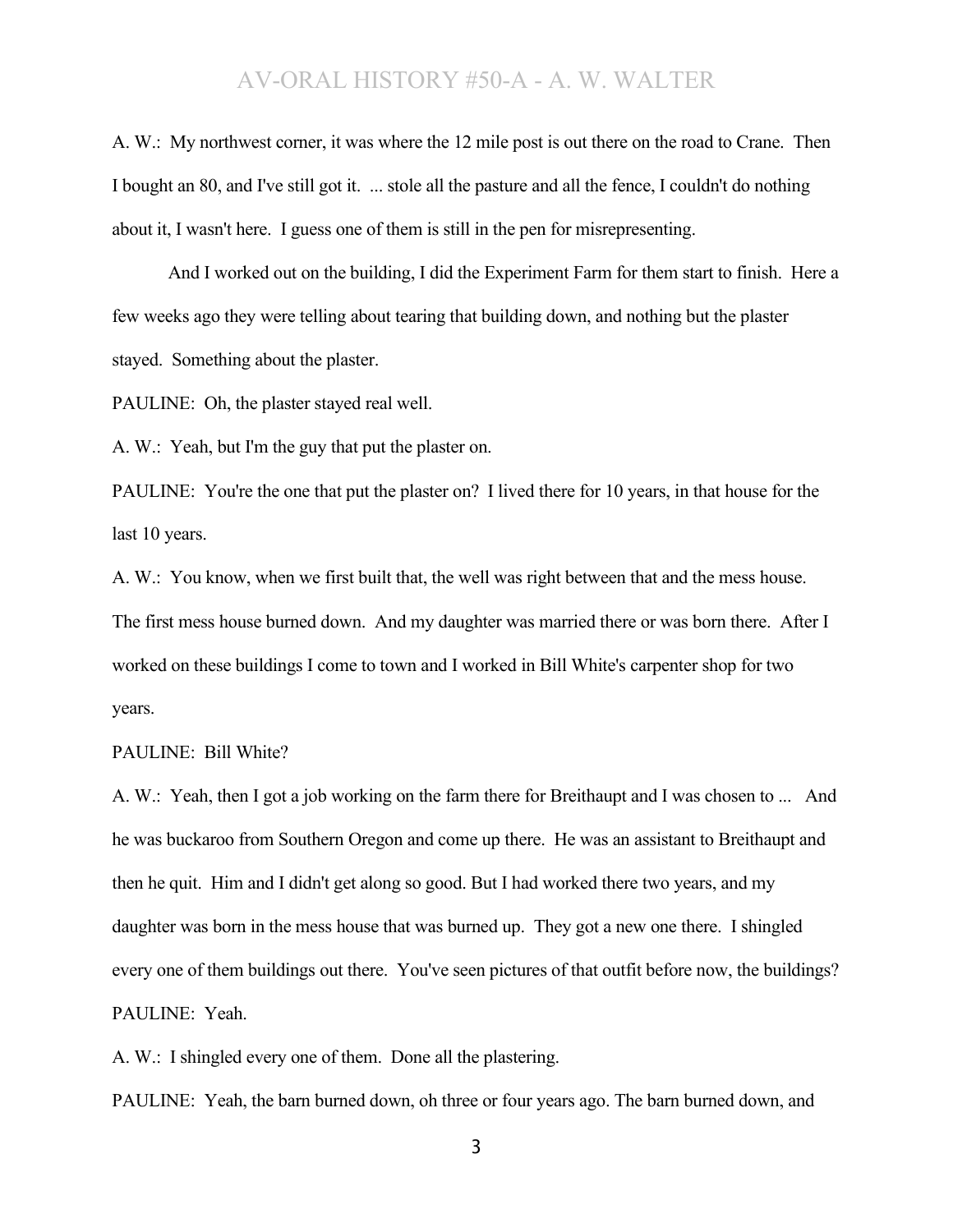A. W.: My northwest corner, it was where the 12 mile post is out there on the road to Crane. Then I bought an 80, and I've still got it. ... stole all the pasture and all the fence, I couldn't do nothing about it, I wasn't here. I guess one of them is still in the pen for misrepresenting.

And I worked out on the building, I did the Experiment Farm for them start to finish. Here a few weeks ago they were telling about tearing that building down, and nothing but the plaster stayed. Something about the plaster.

PAULINE: Oh, the plaster stayed real well.

A. W.: Yeah, but I'm the guy that put the plaster on.

PAULINE: You're the one that put the plaster on? I lived there for 10 years, in that house for the last 10 years.

A. W.: You know, when we first built that, the well was right between that and the mess house. The first mess house burned down. And my daughter was married there or was born there. After I worked on these buildings I come to town and I worked in Bill White's carpenter shop for two years.

PAULINE: Bill White?

A. W.: Yeah, then I got a job working on the farm there for Breithaupt and I was chosen to ... And he was buckaroo from Southern Oregon and come up there. He was an assistant to Breithaupt and then he quit. Him and I didn't get along so good. But I had worked there two years, and my daughter was born in the mess house that was burned up. They got a new one there. I shingled every one of them buildings out there. You've seen pictures of that outfit before now, the buildings?

PAULINE: Yeah.

A. W.: I shingled every one of them. Done all the plastering.

PAULINE: Yeah, the barn burned down, oh three or four years ago. The barn burned down, and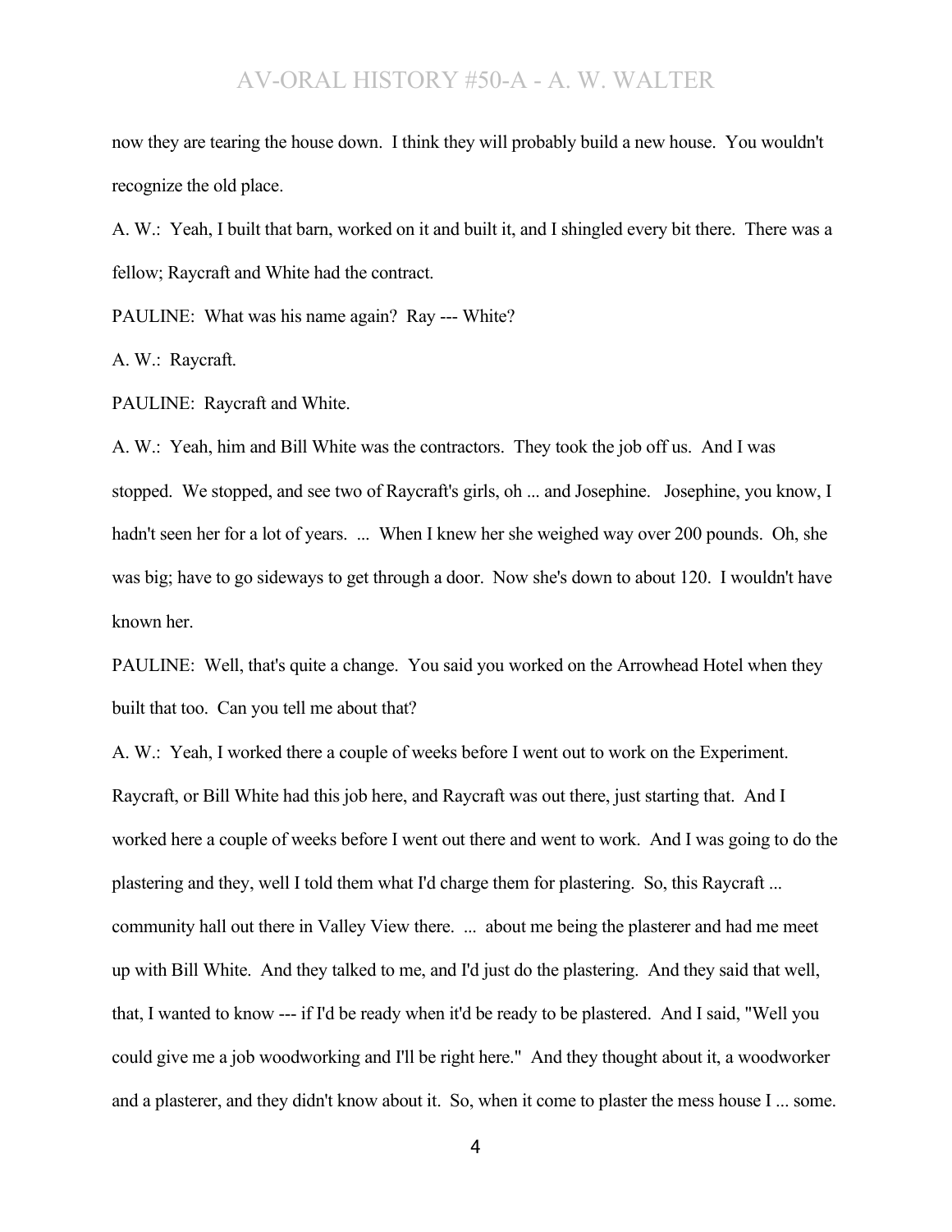now they are tearing the house down. I think they will probably build a new house. You wouldn't recognize the old place.

A. W.: Yeah, I built that barn, worked on it and built it, and I shingled every bit there. There was a fellow; Raycraft and White had the contract.

PAULINE: What was his name again? Ray --- White?

A. W.: Raycraft.

PAULINE: Raycraft and White.

A. W.: Yeah, him and Bill White was the contractors. They took the job off us. And I was stopped. We stopped, and see two of Raycraft's girls, oh ... and Josephine. Josephine, you know, I hadn't seen her for a lot of years. ... When I knew her she weighed way over 200 pounds. Oh, she was big; have to go sideways to get through a door. Now she's down to about 120. I wouldn't have known her.

PAULINE: Well, that's quite a change. You said you worked on the Arrowhead Hotel when they built that too. Can you tell me about that?

A. W.: Yeah, I worked there a couple of weeks before I went out to work on the Experiment. Raycraft, or Bill White had this job here, and Raycraft was out there, just starting that. And I worked here a couple of weeks before I went out there and went to work. And I was going to do the plastering and they, well I told them what I'd charge them for plastering. So, this Raycraft ... community hall out there in Valley View there. ... about me being the plasterer and had me meet up with Bill White. And they talked to me, and I'd just do the plastering. And they said that well, that, I wanted to know --- if I'd be ready when it'd be ready to be plastered. And I said, "Well you could give me a job woodworking and I'll be right here." And they thought about it, a woodworker and a plasterer, and they didn't know about it. So, when it come to plaster the mess house I ... some.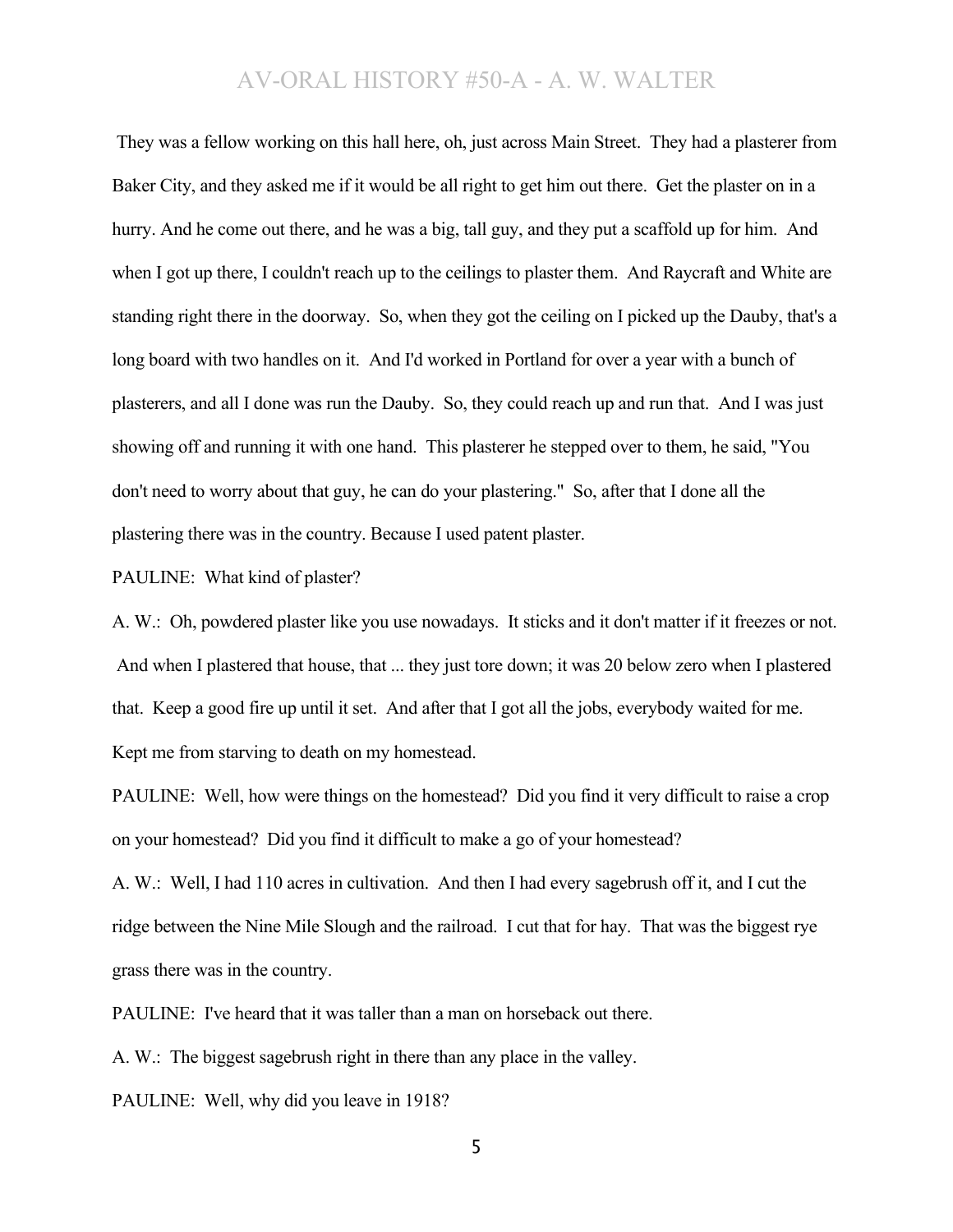They was a fellow working on this hall here, oh, just across Main Street. They had a plasterer from Baker City, and they asked me if it would be all right to get him out there. Get the plaster on in a hurry. And he come out there, and he was a big, tall guy, and they put a scaffold up for him. And when I got up there, I couldn't reach up to the ceilings to plaster them. And Raycraft and White are standing right there in the doorway. So, when they got the ceiling on I picked up the Dauby, that's a long board with two handles on it. And I'd worked in Portland for over a year with a bunch of plasterers, and all I done was run the Dauby. So, they could reach up and run that. And I was just showing off and running it with one hand. This plasterer he stepped over to them, he said, "You don't need to worry about that guy, he can do your plastering." So, after that I done all the plastering there was in the country. Because I used patent plaster.

PAULINE: What kind of plaster?

A. W.: Oh, powdered plaster like you use nowadays. It sticks and it don't matter if it freezes or not. And when I plastered that house, that ... they just tore down; it was 20 below zero when I plastered that. Keep a good fire up until it set. And after that I got all the jobs, everybody waited for me. Kept me from starving to death on my homestead.

PAULINE: Well, how were things on the homestead? Did you find it very difficult to raise a crop on your homestead? Did you find it difficult to make a go of your homestead?

A. W.: Well, I had 110 acres in cultivation. And then I had every sagebrush off it, and I cut the ridge between the Nine Mile Slough and the railroad. I cut that for hay. That was the biggest rye grass there was in the country.

PAULINE: I've heard that it was taller than a man on horseback out there.

A. W.: The biggest sagebrush right in there than any place in the valley.

PAULINE: Well, why did you leave in 1918?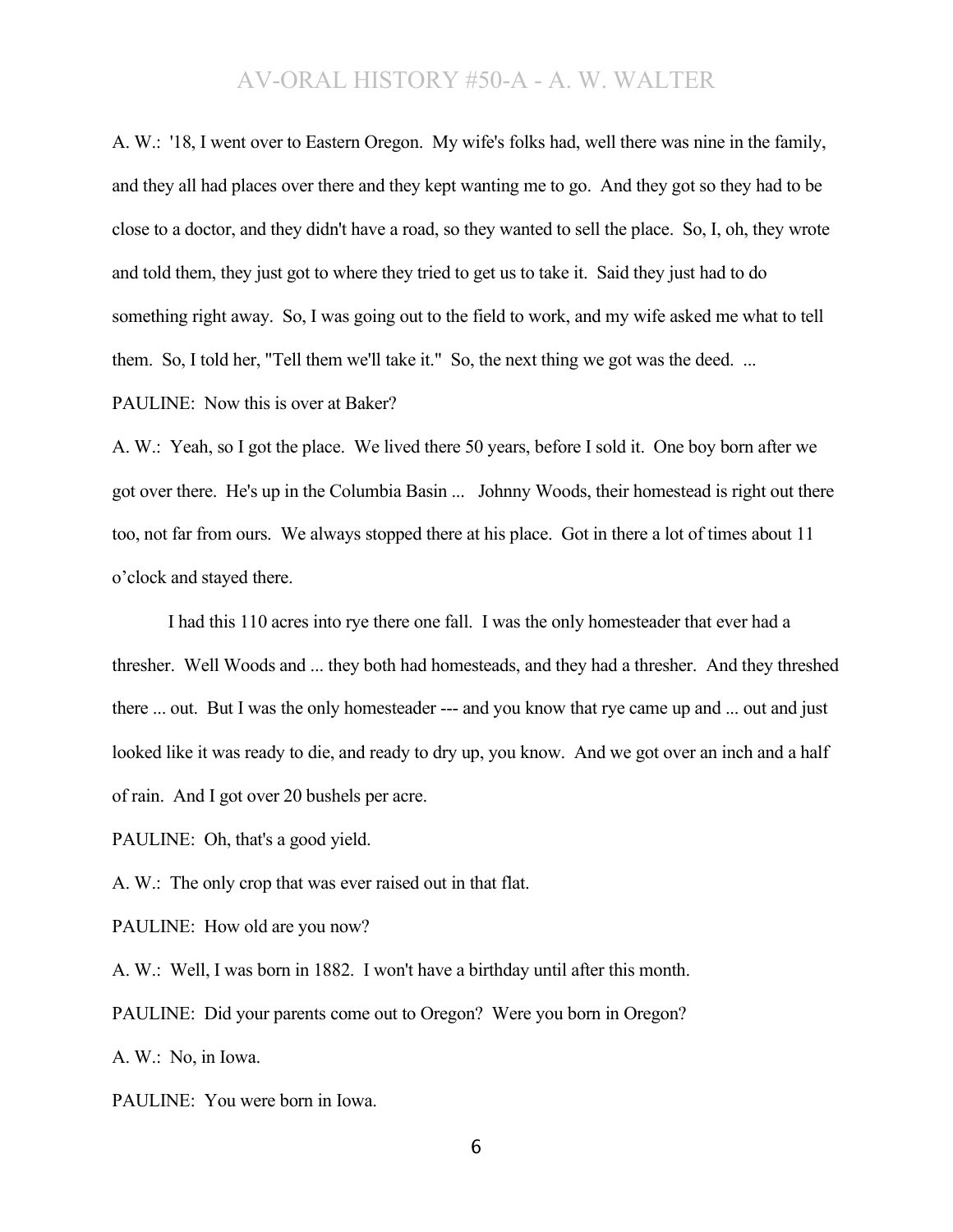A. W.: '18, I went over to Eastern Oregon. My wife's folks had, well there was nine in the family, and they all had places over there and they kept wanting me to go. And they got so they had to be close to a doctor, and they didn't have a road, so they wanted to sell the place. So, I, oh, they wrote and told them, they just got to where they tried to get us to take it. Said they just had to do something right away. So, I was going out to the field to work, and my wife asked me what to tell them. So, I told her, "Tell them we'll take it." So, the next thing we got was the deed. ...

PAULINE: Now this is over at Baker?

A. W.: Yeah, so I got the place. We lived there 50 years, before I sold it. One boy born after we got over there. He's up in the Columbia Basin ... Johnny Woods, their homestead is right out there too, not far from ours. We always stopped there at his place. Got in there a lot of times about 11 o'clock and stayed there.

I had this 110 acres into rye there one fall. I was the only homesteader that ever had a thresher. Well Woods and ... they both had homesteads, and they had a thresher. And they threshed there ... out. But I was the only homesteader --- and you know that rye came up and ... out and just looked like it was ready to die, and ready to dry up, you know. And we got over an inch and a half of rain. And I got over 20 bushels per acre.

PAULINE: Oh, that's a good yield.

A. W.: The only crop that was ever raised out in that flat.

PAULINE: How old are you now?

A. W.: Well, I was born in 1882. I won't have a birthday until after this month.

PAULINE: Did your parents come out to Oregon? Were you born in Oregon?

A. W.: No, in Iowa.

PAULINE: You were born in Iowa.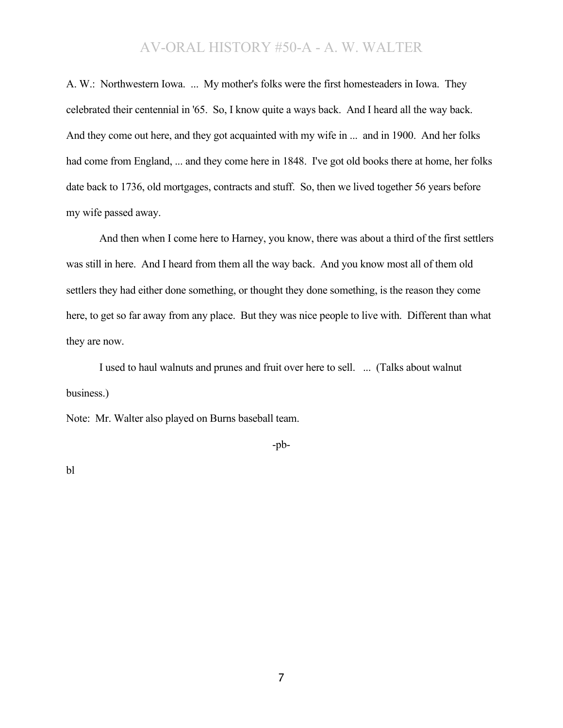A. W.: Northwestern Iowa. ... My mother's folks were the first homesteaders in Iowa. They celebrated their centennial in '65. So, I know quite a ways back. And I heard all the way back. And they come out here, and they got acquainted with my wife in ... and in 1900. And her folks had come from England, ... and they come here in 1848. I've got old books there at home, her folks date back to 1736, old mortgages, contracts and stuff. So, then we lived together 56 years before my wife passed away.

And then when I come here to Harney, you know, there was about a third of the first settlers was still in here. And I heard from them all the way back. And you know most all of them old settlers they had either done something, or thought they done something, is the reason they come here, to get so far away from any place. But they was nice people to live with. Different than what they are now.

I used to haul walnuts and prunes and fruit over here to sell. ... (Talks about walnut business.)

Note: Mr. Walter also played on Burns baseball team.

-pb-

bl